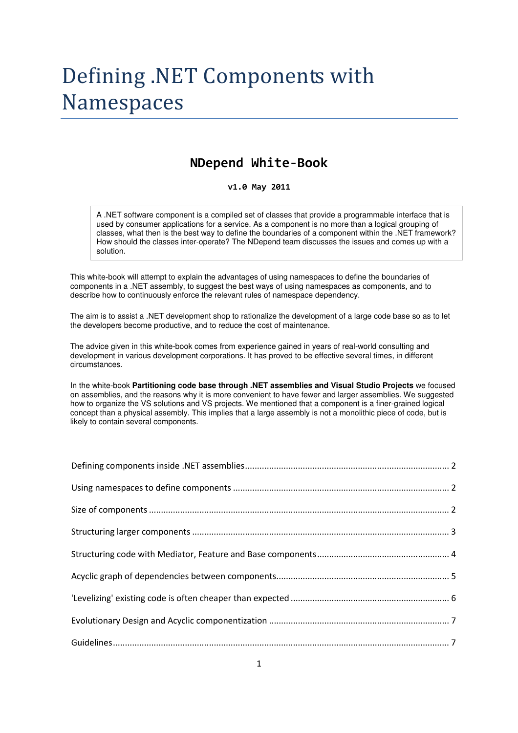# Defining .NET Components with Namespaces

## NDepend White-Book

**v1.0 May 2011**

> A .NET software component is a compiled set of classes that provide a programmable interface that is used by consumer applications for a service. As a component is no more than a logical grouping of classes, what then is the best way to define the boundaries of a component within the .NET framework? How should the classes inter-operate? The NDepend team discusses the issues and comes up with a solution.

This white-book will attempt to explain the advantages of using namespaces to define the boundaries of components in a .NET assembly, to suggest the best ways of using namespaces as components, and to describe how to continuously enforce the relevant rules of namespace dependency.

The aim is to assist a .NET development shop to rationalize the development of a large code base so as to let the developers become productive, and to reduce the cost of maintenance.

The advice given in this white-book comes from experience gained in years of real-world consulting and development in various development corporations. It has proved to be effective several times, in different circumstances.

In the white-book **Partitioning code base through .NET assemblies and Visual Studio Projects** we focused on assemblies, and the reasons why it is more convenient to have fewer and larger assemblies. We suggested how to organize the VS solutions and VS projects. We mentioned that a component is a finer-grained logical concept than a physical assembly. This implies that a large assembly is not a monolithic piece of code, but is likely to contain several components.

- Defining components inside .NET assemblies ........ 2
- Using namespaces to define components ........ 2
- Size of components ........ 2
- Structuring larger components ........ 3
- Structuring code with Mediator, Feature and Base components ........ 4
- Acyclic graph of dependencies between components ........ 5
- 'Levelizing' existing code is often cheaper than expected ........ 6
- Evolutionary Design and Acyclic componentization ........ 7
- Guidelines ........ 7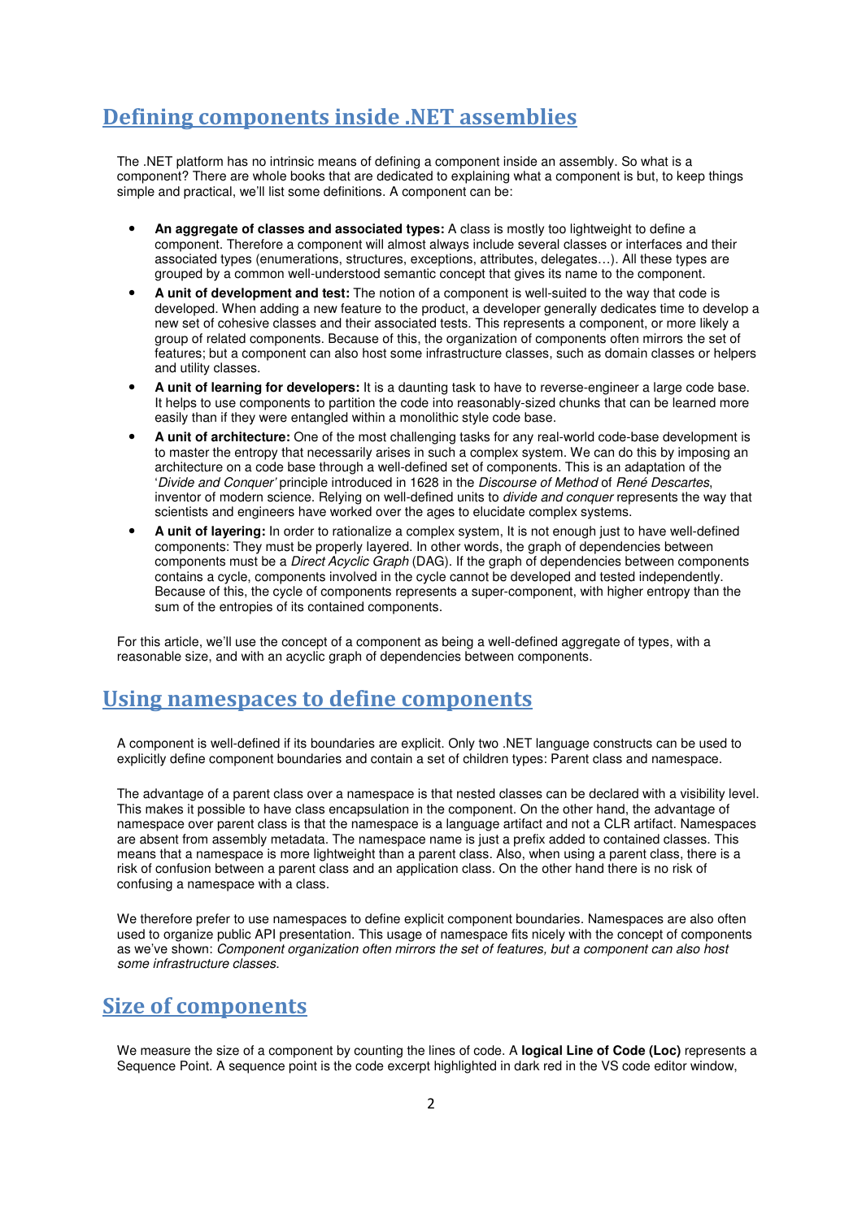## Defining components inside .NET assemblies

The .NET platform has no intrinsic means of defining a component inside an assembly. So what is a component? There are whole books that are dedicated to explaining what a component is but, to keep things simple and practical, we'll list some definitions. A component can be:

- **An aggregate of classes and associated types:** A class is mostly too lightweight to define a component. Therefore a component will almost always include several classes or interfaces and their associated types (enumerations, structures, exceptions, attributes, delegates…). All these types are grouped by a common well-understood semantic concept that gives its name to the component.
- **A unit of development and test:** The notion of a component is well-suited to the way that code is developed. When adding a new feature to the product, a developer generally dedicates time to develop a new set of cohesive classes and their associated tests. This represents a component, or more likely a group of related components. Because of this, the organization of components often mirrors the set of features; but a component can also host some infrastructure classes, such as domain classes or helpers and utility classes.
- **A unit of learning for developers:** It is a daunting task to have to reverse-engineer a large code base. It helps to use components to partition the code into reasonably-sized chunks that can be learned more easily than if they were entangled within a monolithic style code base.
- **A unit of architecture:** One of the most challenging tasks for any real-world code-base development is to master the entropy that necessarily arises in such a complex system. We can do this by imposing an architecture on a code base through a well-defined set of components. This is an adaptation of the '*Divide and Conquer'* principle introduced in 1628 in the *Discourse of Method* of *René Descartes*, inventor of modern science. Relying on well-defined units to *divide and conquer* represents the way that scientists and engineers have worked over the ages to elucidate complex systems.
- **A unit of layering:** In order to rationalize a complex system, It is not enough just to have well-defined components: They must be properly layered. In other words, the graph of dependencies between components must be a *Direct Acyclic Graph* (DAG). If the graph of dependencies between components contains a cycle, components involved in the cycle cannot be developed and tested independently. Because of this, the cycle of components represents a super-component, with higher entropy than the sum of the entropies of its contained components.

For this article, we'll use the concept of a component as being a well-defined aggregate of types, with a reasonable size, and with an acyclic graph of dependencies between components.

## Using namespaces to define components

A component is well-defined if its boundaries are explicit. Only two .NET language constructs can be used to explicitly define component boundaries and contain a set of children types: Parent class and namespace.

The advantage of a parent class over a namespace is that nested classes can be declared with a visibility level. This makes it possible to have class encapsulation in the component. On the other hand, the advantage of namespace over parent class is that the namespace is a language artifact and not a CLR artifact. Namespaces are absent from assembly metadata. The namespace name is just a prefix added to contained classes. This means that a namespace is more lightweight than a parent class. Also, when using a parent class, there is a risk of confusion between a parent class and an application class. On the other hand there is no risk of confusing a namespace with a class.

We therefore prefer to use namespaces to define explicit component boundaries. Namespaces are also often used to organize public API presentation. This usage of namespace fits nicely with the concept of components as we've shown: *Component organization often mirrors the set of features, but a component can also host some infrastructure classes*.

## Size of components

We measure the size of a component by counting the lines of code. A **logical Line of Code (Loc)** represents a Sequence Point. A sequence point is the code excerpt highlighted in dark red in the VS code editor window,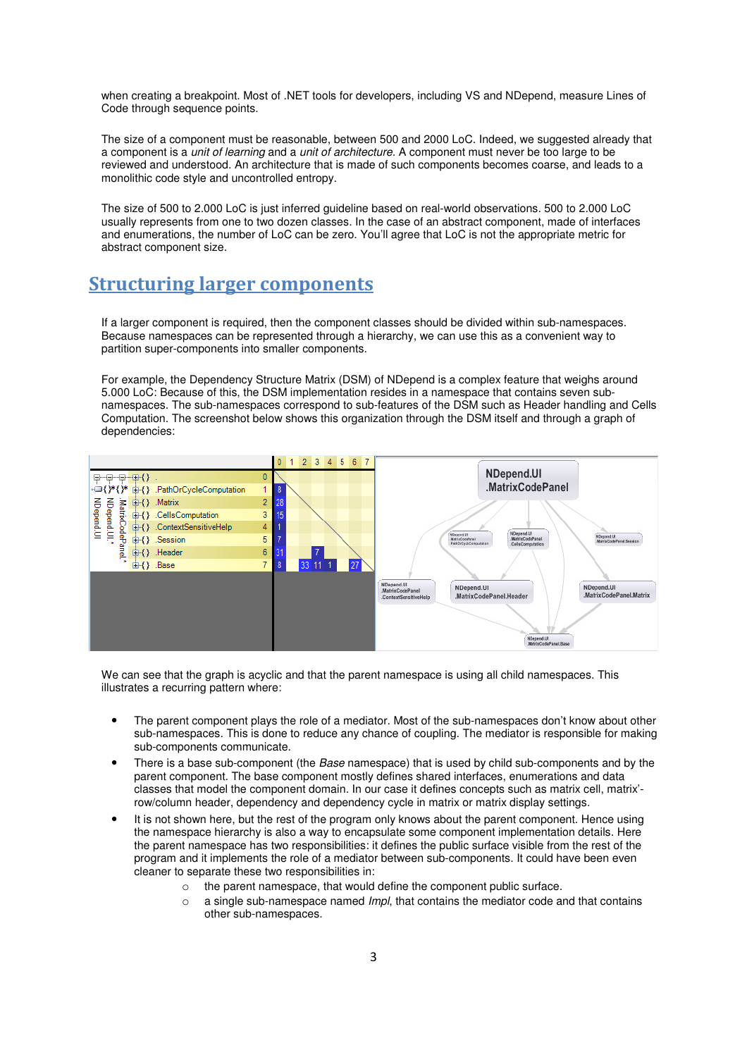when creating a breakpoint. Most of .NET tools for developers, including VS and NDepend, measure Lines of Code through sequence points.

The size of a component must be reasonable, between 500 and 2000 LoC. Indeed, we suggested already that a component is a *unit of learning* and a *unit of architecture*. A component must never be too large to be reviewed and understood. An architecture that is made of such components becomes coarse, and leads to a monolithic code style and uncontrolled entropy.

The size of 500 to 2.000 LoC is just inferred guideline based on real-world observations. 500 to 2.000 LoC usually represents from one to two dozen classes. In the case of an abstract component, made of interfaces and enumerations, the number of LoC can be zero. You'll agree that LoC is not the appropriate metric for abstract component size.

## Structuring larger components

If a larger component is required, then the component classes should be divided within sub-namespaces. Because namespaces can be represented through a hierarchy, we can use this as a convenient way to partition super-components into smaller components.

For example, the Dependency Structure Matrix (DSM) of NDepend is a complex feature that weighs around 5.000 LoC: Because of this, the DSM implementation resides in a namespace that contains seven sub-namespaces. The sub-namespaces correspond to sub-features of the DSM such as Header handling and Cells Computation. The screenshot below shows this organization through the DSM itself and through a graph of dependencies:

We can see that the graph is acyclic and that the parent namespace is using all child namespaces. This illustrates a recurring pattern where:

- The parent component plays the role of a mediator. Most of the sub-namespaces don't know about other sub-namespaces. This is done to reduce any chance of coupling. The mediator is responsible for making sub-components communicate.
- There is a base sub-component (the *Base* namespace) that is used by child sub-components and by the parent component. The base component mostly defines shared interfaces, enumerations and data classes that model the component domain. In our case it defines concepts such as matrix cell, matrix'-row/column header, dependency and dependency cycle in matrix or matrix display settings.
- It is not shown here, but the rest of the program only knows about the parent component. Hence using the namespace hierarchy is also a way to encapsulate some component implementation details. Here the parent namespace has two responsibilities: it defines the public surface visible from the rest of the program and it implements the role of a mediator between sub-components. It could have been even cleaner to separate these two responsibilities in:
    - the parent namespace, that would define the component public surface.
    - a single sub-namespace named *Impl*, that contains the mediator code and that contains other sub-namespaces.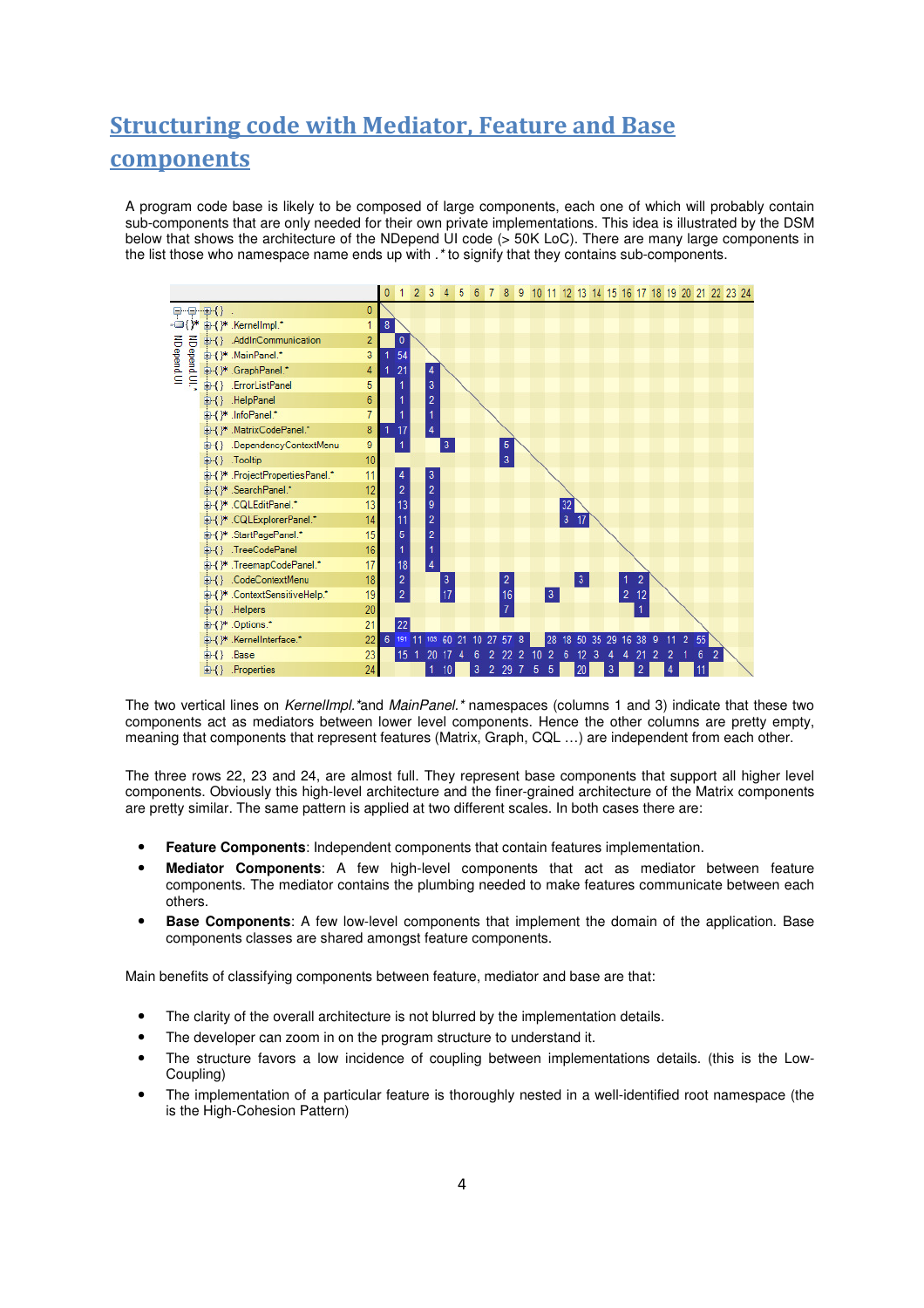# Structuring code with Mediator, Feature and Base components

A program code base is likely to be composed of large components, each one of which will probably contain sub-components that are only needed for their own private implementations. This idea is illustrated by the DSM below that shows the architecture of the NDepend UI code (> 50K LoC). There are many large components in the list those who namespace name ends up with .* to signify that they contains sub-components.

The two vertical lines on *KernelImpl.** and *MainPanel.** namespaces (columns 1 and 3) indicate that these two components act as mediators between lower level components. Hence the other columns are pretty empty, meaning that components that represent features (Matrix, Graph, CQL …) are independent from each other.

The three rows 22, 23 and 24, are almost full. They represent base components that support all higher level components. Obviously this high-level architecture and the finer-grained architecture of the Matrix components are pretty similar. The same pattern is applied at two different scales. In both cases there are:

- **Feature Components**: Independent components that contain features implementation.
- **Mediator Components**: A few high-level components that act as mediator between feature components. The mediator contains the plumbing needed to make features communicate between each others.
- **Base Components**: A few low-level components that implement the domain of the application. Base components classes are shared amongst feature components.

Main benefits of classifying components between feature, mediator and base are that:

- The clarity of the overall architecture is not blurred by the implementation details.
- The developer can zoom in on the program structure to understand it.
- The structure favors a low incidence of coupling between implementations details. (this is the Low-Coupling)
- The implementation of a particular feature is thoroughly nested in a well-identified root namespace (the is the High-Cohesion Pattern)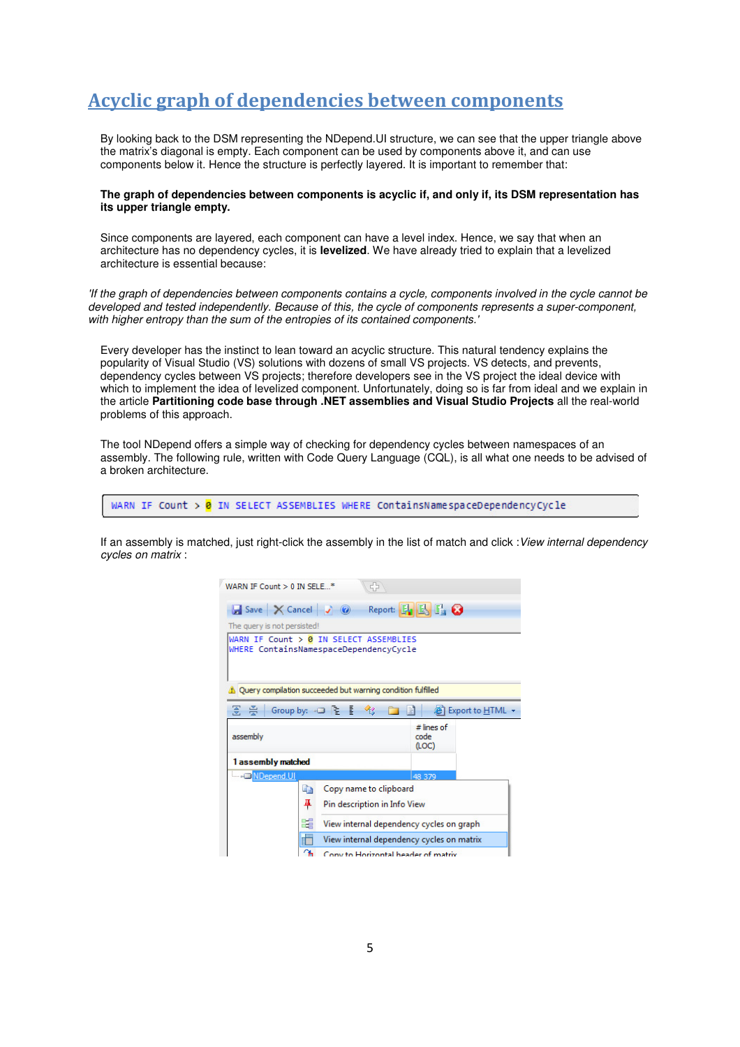# Acyclic graph of dependencies between components

By looking back to the DSM representing the NDepend.UI structure, we can see that the upper triangle above the matrix's diagonal is empty. Each component can be used by components above it, and can use components below it. Hence the structure is perfectly layered. It is important to remember that:

**The graph of dependencies between components is acyclic if, and only if, its DSM representation has its upper triangle empty.**

Since components are layered, each component can have a level index. Hence, we say that when an architecture has no dependency cycles, it is **levelized**. We have already tried to explain that a levelized architecture is essential because:

*'If the graph of dependencies between components contains a cycle, components involved in the cycle cannot be developed and tested independently. Because of this, the cycle of components represents a super-component, with higher entropy than the sum of the entropies of its contained components.'*

Every developer has the instinct to lean toward an acyclic structure. This natural tendency explains the popularity of Visual Studio (VS) solutions with dozens of small VS projects. VS detects, and prevents, dependency cycles between VS projects; therefore developers see in the VS project the ideal device with which to implement the idea of levelized component. Unfortunately, doing so is far from ideal and we explain in the article **Partitioning code base through .NET assemblies and Visual Studio Projects** all the real-world problems of this approach.

The tool NDepend offers a simple way of checking for dependency cycles between namespaces of an assembly. The following rule, written with Code Query Language (CQL), is all what one needs to be advised of a broken architecture.

```
WARN IF Count > 0 IN SELECT ASSEMBLIES WHERE ContainsNamespaceDependencyCycle
```

If an assembly is matched, just right-click the assembly in the list of match and click : *View internal dependency cycles on matrix* :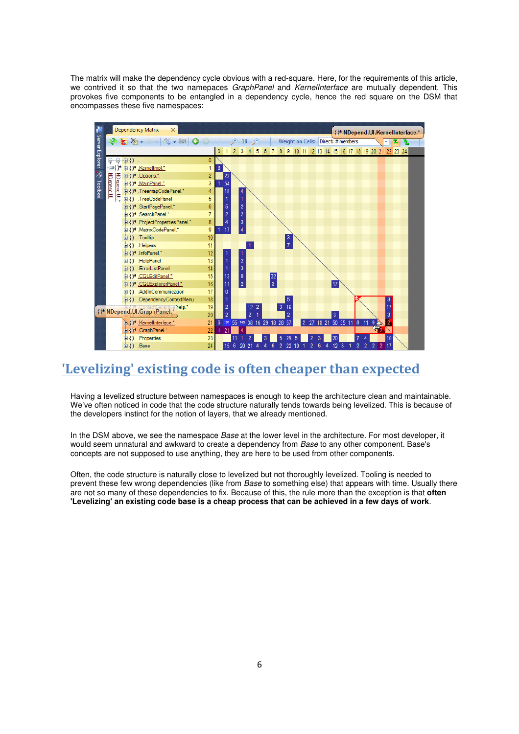The matrix will make the dependency cycle obvious with a red-square. Here, for the requirements of this article, we contrived it so that the two namepaces *GraphPanel* and *KernelInterface* are mutually dependent. This provokes five components to be entangled in a dependency cycle, hence the red square on the DSM that encompasses these five namespaces:

## 'Levelizing' existing code is often cheaper than expected

Having a levelized structure between namespaces is enough to keep the architecture clean and maintainable. We've often noticed in code that the code structure naturally tends towards being levelized. This is because of the developers instinct for the notion of layers, that we already mentioned.

In the DSM above, we see the namespace *Base* at the lower level in the architecture. For most developer, it would seem unnatural and awkward to create a dependency from *Base* to any other component. Base's concepts are not supposed to use anything, they are here to be used from other components.

Often, the code structure is naturally close to levelized but not thoroughly levelized. Tooling is needed to prevent these few wrong dependencies (like from *Base* to something else) that appears with time. Usually there are not so many of these dependencies to fix. Because of this, the rule more than the exception is that **often 'Levelizing' an existing code base is a cheap process that can be achieved in a few days of work**.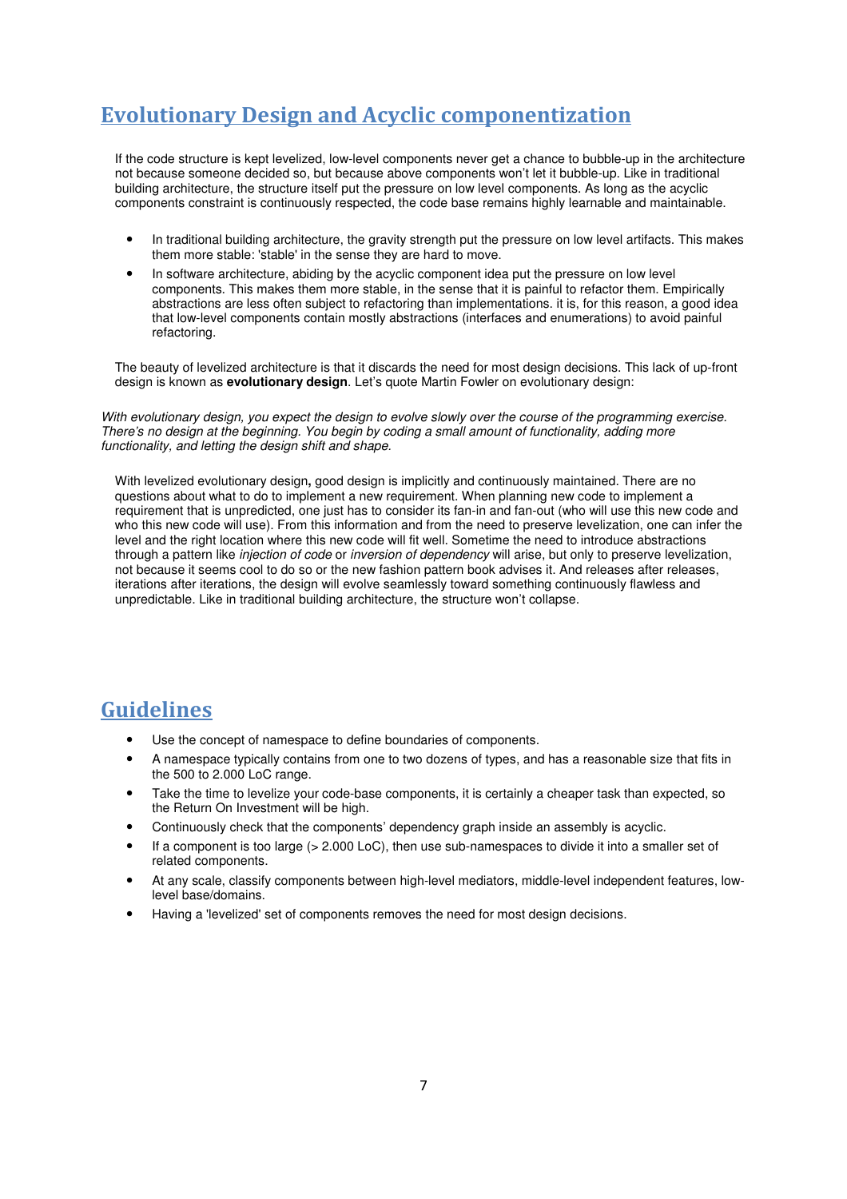## Evolutionary Design and Acyclic componentization

If the code structure is kept levelized, low-level components never get a chance to bubble-up in the architecture not because someone decided so, but because above components won't let it bubble-up. Like in traditional building architecture, the structure itself put the pressure on low level components. As long as the acyclic components constraint is continuously respected, the code base remains highly learnable and maintainable.

- In traditional building architecture, the gravity strength put the pressure on low level artifacts. This makes them more stable: 'stable' in the sense they are hard to move.
- In software architecture, abiding by the acyclic component idea put the pressure on low level components. This makes them more stable, in the sense that it is painful to refactor them. Empirically abstractions are less often subject to refactoring than implementations. it is, for this reason, a good idea that low-level components contain mostly abstractions (interfaces and enumerations) to avoid painful refactoring.

The beauty of levelized architecture is that it discards the need for most design decisions. This lack of up-front design is known as **evolutionary design**. Let's quote Martin Fowler on evolutionary design:

*With evolutionary design, you expect the design to evolve slowly over the course of the programming exercise. There's no design at the beginning. You begin by coding a small amount of functionality, adding more functionality, and letting the design shift and shape.*

With levelized evolutionary design**,** good design is implicitly and continuously maintained. There are no questions about what to do to implement a new requirement. When planning new code to implement a requirement that is unpredicted, one just has to consider its fan-in and fan-out (who will use this new code and who this new code will use). From this information and from the need to preserve levelization, one can infer the level and the right location where this new code will fit well. Sometime the need to introduce abstractions through a pattern like *injection of code* or *inversion of dependency* will arise, but only to preserve levelization, not because it seems cool to do so or the new fashion pattern book advises it. And releases after releases, iterations after iterations, the design will evolve seamlessly toward something continuously flawless and unpredictable. Like in traditional building architecture, the structure won't collapse.

## Guidelines

- Use the concept of namespace to define boundaries of components.
- A namespace typically contains from one to two dozens of types, and has a reasonable size that fits in the 500 to 2.000 LoC range.
- Take the time to levelize your code-base components, it is certainly a cheaper task than expected, so the Return On Investment will be high.
- Continuously check that the components' dependency graph inside an assembly is acyclic.
- If a component is too large (> 2.000 LoC), then use sub-namespaces to divide it into a smaller set of related components.
- At any scale, classify components between high-level mediators, middle-level independent features, low-level base/domains.
- Having a 'levelized' set of components removes the need for most design decisions.